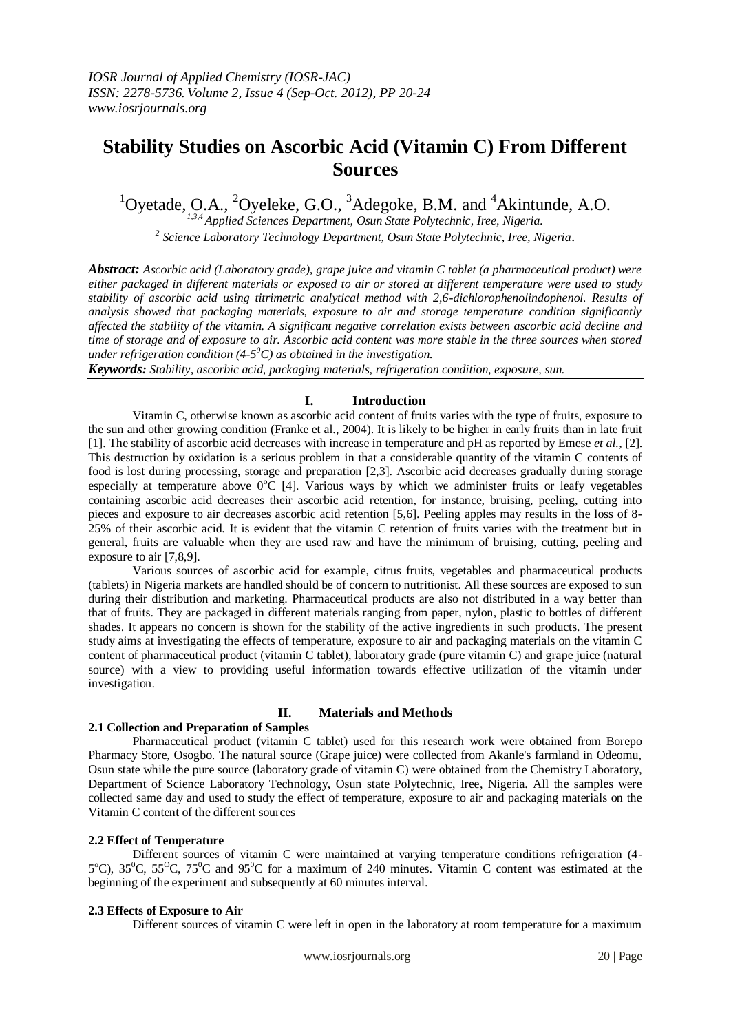# Stability Studies on Ascorbic Acid (Vitamin C) From Different Sources

[1]Oyetade, O.A., [2]Oyeleke, G.O., [3]Adegoke, B.M. and [4]Akintunde, A.O.

[1,3,4] *Applied Sciences Department, Osun State Polytechnic, Iree, Nigeria.*
[2] *Science Laboratory Technology Department, Osun State Polytechnic, Iree, Nigeria.*

***Abstract:*** *Ascorbic acid (Laboratory grade), grape juice and vitamin C tablet (a pharmaceutical product) were either packaged in different materials or exposed to air or stored at different temperature were used to study stability of ascorbic acid using titrimetric analytical method with 2,6-dichlorophenolindophenol. Results of analysis showed that packaging materials, exposure to air and storage temperature condition significantly affected the stability of the vitamin. A significant negative correlation exists between ascorbic acid decline and time of storage and of exposure to air. Ascorbic acid content was more stable in the three sources when stored under refrigeration condition (4-5$^0$C) as obtained in the investigation.*

***Keywords:*** *Stability, ascorbic acid, packaging materials, refrigeration condition, exposure, sun.*

## I. Introduction

Vitamin C, otherwise known as ascorbic acid content of fruits varies with the type of fruits, exposure to the sun and other growing condition (Franke et al., 2004). It is likely to be higher in early fruits than in late fruit [1]. The stability of ascorbic acid decreases with increase in temperature and pH as reported by Emese *et al.,* [2]. This destruction by oxidation is a serious problem in that a considerable quantity of the vitamin C contents of food is lost during processing, storage and preparation [2,3]. Ascorbic acid decreases gradually during storage especially at temperature above 0$^o$C [4]. Various ways by which we administer fruits or leafy vegetables containing ascorbic acid decreases their ascorbic acid retention, for instance, bruising, peeling, cutting into pieces and exposure to air decreases ascorbic acid retention [5,6]. Peeling apples may results in the loss of 8-25% of their ascorbic acid. It is evident that the vitamin C retention of fruits varies with the treatment but in general, fruits are valuable when they are used raw and have the minimum of bruising, cutting, peeling and exposure to air [7,8,9].

Various sources of ascorbic acid for example, citrus fruits, vegetables and pharmaceutical products (tablets) in Nigeria markets are handled should be of concern to nutritionist. All these sources are exposed to sun during their distribution and marketing. Pharmaceutical products are also not distributed in a way better than that of fruits. They are packaged in different materials ranging from paper, nylon, plastic to bottles of different shades. It appears no concern is shown for the stability of the active ingredients in such products. The present study aims at investigating the effects of temperature, exposure to air and packaging materials on the vitamin C content of pharmaceutical product (vitamin C tablet), laboratory grade (pure vitamin C) and grape juice (natural source) with a view to providing useful information towards effective utilization of the vitamin under investigation.

## II. Materials and Methods

### 2.1 Collection and Preparation of Samples

Pharmaceutical product (vitamin C tablet) used for this research work were obtained from Borepo Pharmacy Store, Osogbo. The natural source (Grape juice) were collected from Akanle's farmland in Odeomu, Osun state while the pure source (laboratory grade of vitamin C) were obtained from the Chemistry Laboratory, Department of Science Laboratory Technology, Osun state Polytechnic, Iree, Nigeria. All the samples were collected same day and used to study the effect of temperature, exposure to air and packaging materials on the Vitamin C content of the different sources

### 2.2 Effect of Temperature

Different sources of vitamin C were maintained at varying temperature conditions refrigeration (4-5$^o$C), 35$^0$C, 55$^O$C, 75$^0$C and 95$^0$C for a maximum of 240 minutes. Vitamin C content was estimated at the beginning of the experiment and subsequently at 60 minutes interval.

### 2.3 Effects of Exposure to Air

Different sources of vitamin C were left in open in the laboratory at room temperature for a maximum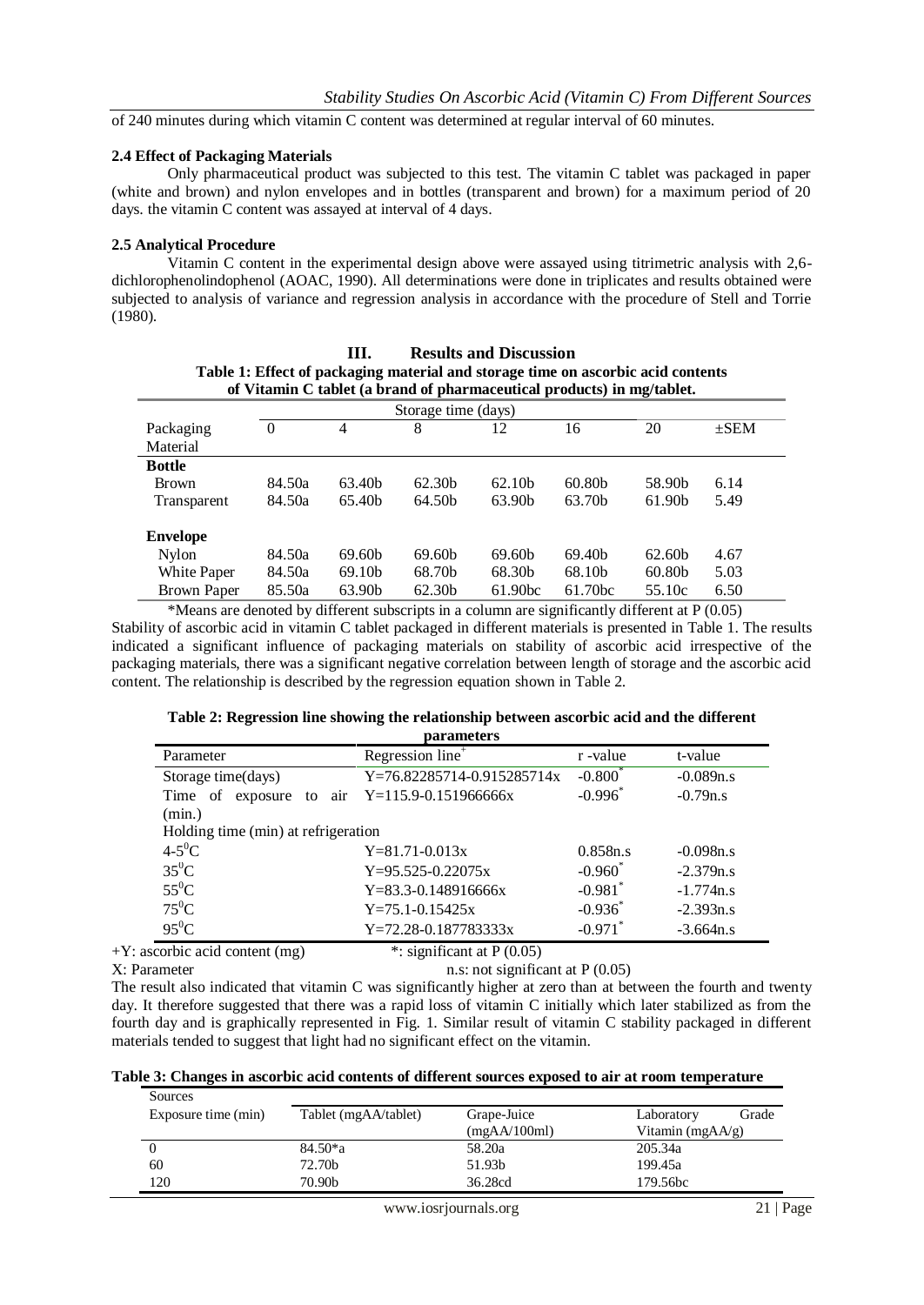of 240 minutes during which vitamin C content was determined at regular interval of 60 minutes.

### 2.4 Effect of Packaging Materials

Only pharmaceutical product was subjected to this test. The vitamin C tablet was packaged in paper (white and brown) and nylon envelopes and in bottles (transparent and brown) for a maximum period of 20 days. the vitamin C content was assayed at interval of 4 days.

### 2.5 Analytical Procedure

Vitamin C content in the experimental design above were assayed using titrimetric analysis with 2,6-dichlorophenolindophenol (AOAC, 1990). All determinations were done in triplicates and results obtained were subjected to analysis of variance and regression analysis in accordance with the procedure of Stell and Torrie (1980).

## III. Results and Discussion

**Table 1: Effect of packaging material and storage time on ascorbic acid contents of Vitamin C tablet (a brand of pharmaceutical products) in mg/tablet.**

| Packaging Material | Storage time (days) | | | | | | |
|---|---|---|---|---|---|---|---|
| | 0 | 4 | 8 | 12 | 16 | 20 | ±SEM |
| **Bottle** | | | | | | | |
| Brown | 84.50a | 63.40b | 62.30b | 62.10b | 60.80b | 58.90b | 6.14 |
| Transparent | 84.50a | 65.40b | 64.50b | 63.90b | 63.70b | 61.90b | 5.49 |
| **Envelope** | | | | | | | |
| Nylon | 84.50a | 69.60b | 69.60b | 69.60b | 69.40b | 62.60b | 4.67 |
| White Paper | 84.50a | 69.10b | 68.70b | 68.30b | 68.10b | 60.80b | 5.03 |
| Brown Paper | 85.50a | 63.90b | 62.30b | 61.90bc | 61.70bc | 55.10c | 6.50 |

*Means are denoted by different subscripts in a column are significantly different at P (0.05)

Stability of ascorbic acid in vitamin C tablet packaged in different materials is presented in Table 1. The results indicated a significant influence of packaging materials on stability of ascorbic acid irrespective of the packaging materials, there was a significant negative correlation between length of storage and the ascorbic acid content. The relationship is described by the regression equation shown in Table 2.

**Table 2: Regression line showing the relationship between ascorbic acid and the different parameters**

| Parameter | Regression line+ | r -value | t-value |
|---|---|---|---|
| Storage time(days) | Y=76.82285714-0.915285714x | -0.800* | -0.089n.s |
| Time of exposure to air (min.) | Y=115.9-0.151966666x | -0.996* | -0.79n.s |
| Holding time (min) at refrigeration | | | |
| 4-5°C | Y=81.71-0.013x | 0.858n.s | -0.098n.s |
| 35°C | Y=95.525-0.22075x | -0.960* | -2.379n.s |
| 55°C | Y=83.3-0.148916666x | -0.981* | -1.774n.s |
| 75°C | Y=75.1-0.15425x | -0.936* | -2.393n.s |
| 95°C | Y=72.28-0.187783333x | -0.971* | -3.664n.s |

+Y: ascorbic acid content (mg) &nbsp;&nbsp;&nbsp; *: significant at P (0.05)

X: Parameter &nbsp;&nbsp;&nbsp; n.s: not significant at P (0.05)

The result also indicated that vitamin C was significantly higher at zero than at between the fourth and twenty day. It therefore suggested that there was a rapid loss of vitamin C initially which later stabilized as from the fourth day and is graphically represented in Fig. 1. Similar result of vitamin C stability packaged in different materials tended to suggest that light had no significant effect on the vitamin.

**Table 3: Changes in ascorbic acid contents of different sources exposed to air at room temperature**

| Sources Exposure time (min) | Tablet (mgAA/tablet) | Grape-Juice (mgAA/100ml) | Laboratory Grade Vitamin (mgAA/g) |
|---|---|---|---|
| 0 | 84.50*a | 58.20a | 205.34a |
| 60 | 72.70b | 51.93b | 199.45a |
| 120 | 70.90b | 36.28cd | 179.56bc |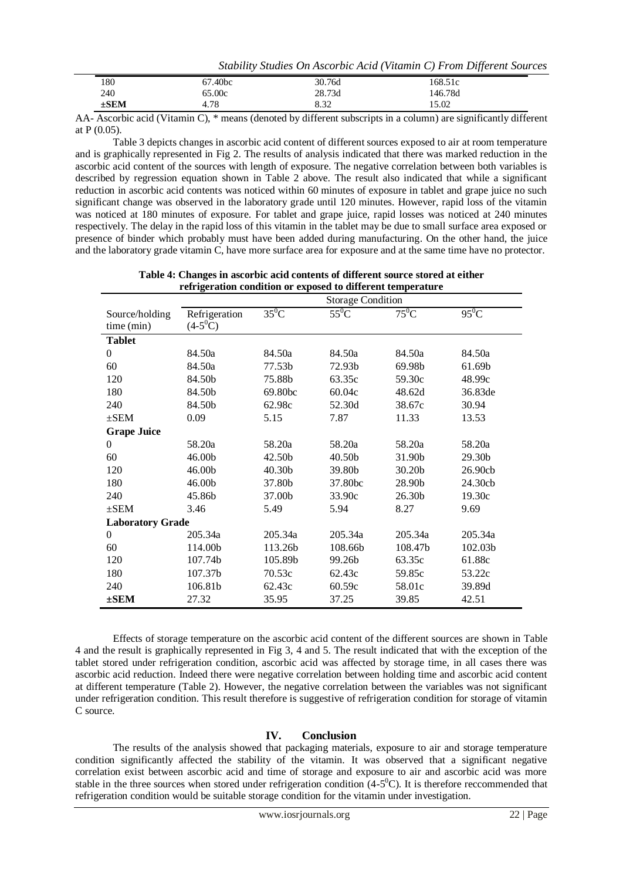| 180 | 67.40bc | 30.76d | 168.51c |
|---|---|---|---|
| 240 | 65.00c | 28.73d | 146.78d |
| **±SEM** | 4.78 | 8.32 | 15.02 |

AA- Ascorbic acid (Vitamin C), * means (denoted by different subscripts in a column) are significantly different at P (0.05).

Table 3 depicts changes in ascorbic acid content of different sources exposed to air at room temperature and is graphically represented in Fig 2. The results of analysis indicated that there was marked reduction in the ascorbic acid content of the sources with length of exposure. The negative correlation between both variables is described by regression equation shown in Table 2 above. The result also indicated that while a significant reduction in ascorbic acid contents was noticed within 60 minutes of exposure in tablet and grape juice no such significant change was observed in the laboratory grade until 120 minutes. However, rapid loss of the vitamin was noticed at 180 minutes of exposure. For tablet and grape juice, rapid losses was noticed at 240 minutes respectively. The delay in the rapid loss of this vitamin in the tablet may be due to small surface area exposed or presence of binder which probably must have been added during manufacturing. On the other hand, the juice and the laboratory grade vitamin C, have more surface area for exposure and at the same time have no protector.

**Table 4: Changes in ascorbic acid contents of different source stored at either refrigeration condition or exposed to different temperature**

| | Storage Condition | | | | |
|---|---|---|---|---|---|
| Source/holding time (min) | Refrigeration (4-5$^0$C) | 35$^0$C | 55$^0$C | 75$^0$C | 95$^0$C |
| **Tablet** | | | | | |
| 0 | 84.50a | 84.50a | 84.50a | 84.50a | 84.50a |
| 60 | 84.50a | 77.53b | 72.93b | 69.98b | 61.69b |
| 120 | 84.50b | 75.88b | 63.35c | 59.30c | 48.99c |
| 180 | 84.50b | 69.80bc | 60.04c | 48.62d | 36.83de |
| 240 | 84.50b | 62.98c | 52.30d | 38.67c | 30.94 |
| ±SEM | 0.09 | 5.15 | 7.87 | 11.33 | 13.53 |
| **Grape Juice** | | | | | |
| 0 | 58.20a | 58.20a | 58.20a | 58.20a | 58.20a |
| 60 | 46.00b | 42.50b | 40.50b | 31.90b | 29.30b |
| 120 | 46.00b | 40.30b | 39.80b | 30.20b | 26.90cb |
| 180 | 46.00b | 37.80b | 37.80bc | 28.90b | 24.30cb |
| 240 | 45.86b | 37.00b | 33.90c | 26.30b | 19.30c |
| ±SEM | 3.46 | 5.49 | 5.94 | 8.27 | 9.69 |
| **Laboratory Grade** | | | | | |
| 0 | 205.34a | 205.34a | 205.34a | 205.34a | 205.34a |
| 60 | 114.00b | 113.26b | 108.66b | 108.47b | 102.03b |
| 120 | 107.74b | 105.89b | 99.26b | 63.35c | 61.88c |
| 180 | 107.37b | 70.53c | 62.43c | 59.85c | 53.22c |
| 240 | 106.81b | 62.43c | 60.59c | 58.01c | 39.89d |
| **±SEM** | 27.32 | 35.95 | 37.25 | 39.85 | 42.51 |

Effects of storage temperature on the ascorbic acid content of the different sources are shown in Table 4 and the result is graphically represented in Fig 3, 4 and 5. The result indicated that with the exception of the tablet stored under refrigeration condition, ascorbic acid was affected by storage time, in all cases there was ascorbic acid reduction. Indeed there were negative correlation between holding time and ascorbic acid content at different temperature (Table 2). However, the negative correlation between the variables was not significant under refrigeration condition. This result therefore is suggestive of refrigeration condition for storage of vitamin C source.

## IV. Conclusion

The results of the analysis showed that packaging materials, exposure to air and storage temperature condition significantly affected the stability of the vitamin. It was observed that a significant negative correlation exist between ascorbic acid and time of storage and exposure to air and ascorbic acid was more stable in the three sources when stored under refrigeration condition (4-5$^0$C). It is therefore reccommended that refrigeration condition would be suitable storage condition for the vitamin under investigation.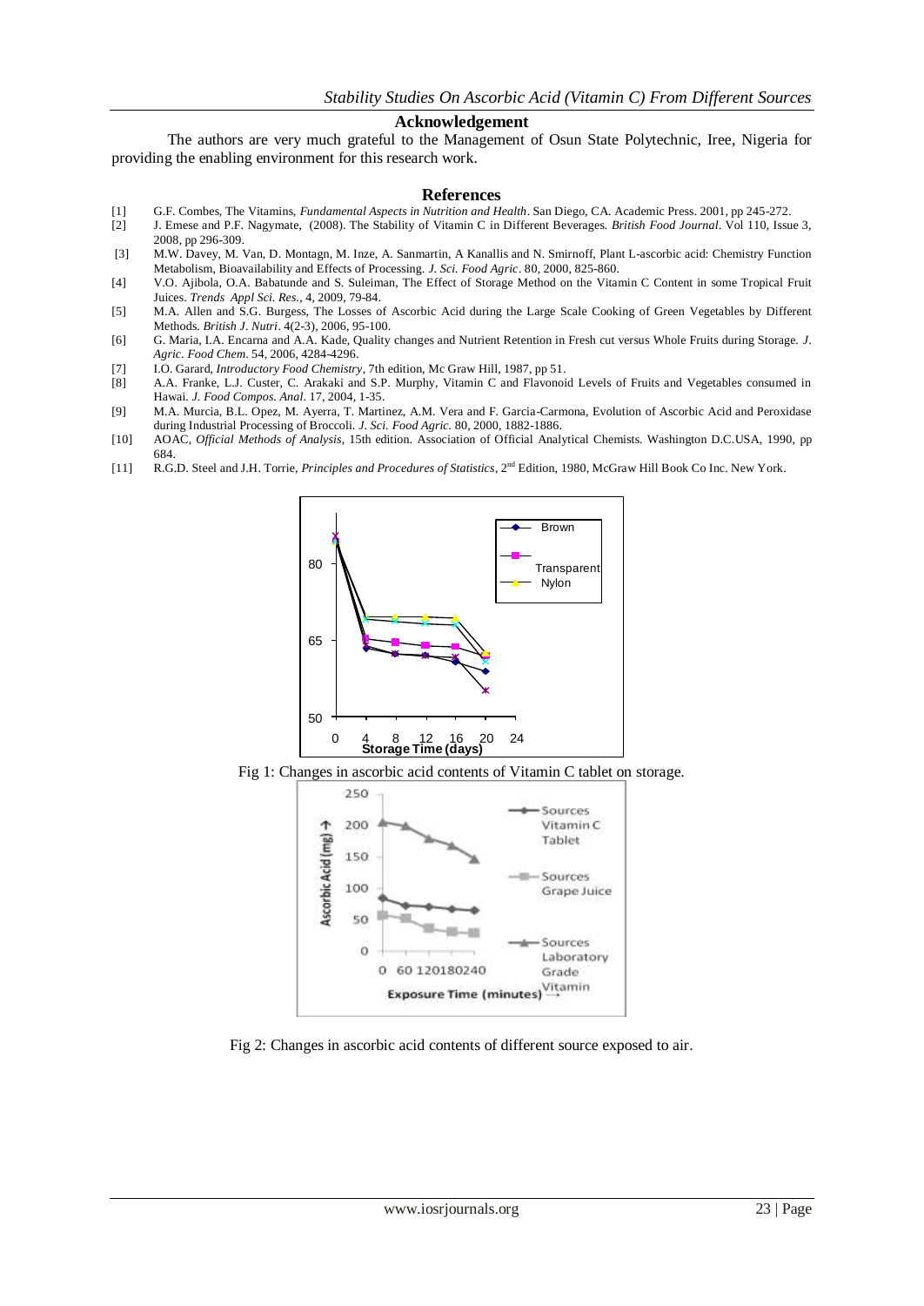## Acknowledgement

The authors are very much grateful to the Management of Osun State Polytechnic, Iree, Nigeria for providing the enabling environment for this research work.

## References

[1] G.F. Combes, The Vitamins, *Fundamental Aspects in Nutrition and Health*. San Diego, CA. Academic Press. 2001, pp 245-272.

[2] J. Emese and P.F. Nagymate, (2008). The Stability of Vitamin C in Different Beverages. *British Food Journal*. Vol 110, Issue 3, 2008, pp 296-309.

[3] M.W. Davey, M. Van, D. Montagn, M. Inze, A. Sanmartin, A Kanallis and N. Smirnoff, Plant L-ascorbic acid: Chemistry Function Metabolism, Bioavailability and Effects of Processing. *J. Sci. Food Agric*. 80, 2000, 825-860.

[4] V.O. Ajibola, O.A. Babatunde and S. Suleiman, The Effect of Storage Method on the Vitamin C Content in some Tropical Fruit Juices. *Trends Appl Sci. Res.*, 4, 2009, 79-84.

[5] M.A. Allen and S.G. Burgess, The Losses of Ascorbic Acid during the Large Scale Cooking of Green Vegetables by Different Methods. *British J. Nutri*. 4(2-3), 2006, 95-100.

[6] G. Maria, I.A. Encarna and A.A. Kade, Quality changes and Nutrient Retention in Fresh cut versus Whole Fruits during Storage. *J. Agric. Food Chem*. 54, 2006, 4284-4296.

[7] I.O. Garard, *Introductory Food Chemistry*, 7th edition, Mc Graw Hill, 1987, pp 51.

[8] A.A. Franke, L.J. Custer, C. Arakaki and S.P. Murphy, Vitamin C and Flavonoid Levels of Fruits and Vegetables consumed in Hawai. *J. Food Compos. Anal*. 17, 2004, 1-35.

[9] M.A. Murcia, B.L. Opez, M. Ayerra, T. Martinez, A.M. Vera and F. Garcia-Carmona, Evolution of Ascorbic Acid and Peroxidase during Industrial Processing of Broccoli. *J. Sci. Food Agric*. 80, 2000, 1882-1886.

[10] AOAC, *Official Methods of Analysis*, 15th edition. Association of Official Analytical Chemists. Washington D.C.USA, 1990, pp 684.

[11] R.G.D. Steel and J.H. Torrie, *Principles and Procedures of Statistics*, 2nd Edition, 1980, McGraw Hill Book Co Inc. New York.

Fig 1: Changes in ascorbic acid contents of Vitamin C tablet on storage.

Fig 2: Changes in ascorbic acid contents of different source exposed to air.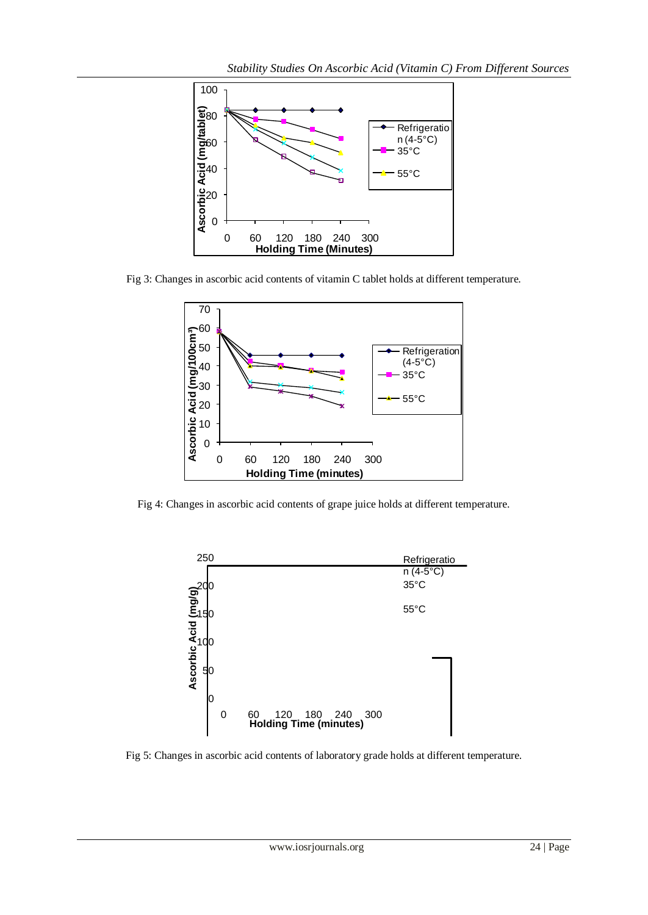100

80

60

40

20

0

0 60 120 180 240 300

Holding Time (Minutes)

Ascorbic Acid (mg/tablet)

Refrigeration (4-5°C)

35°C

55°C

Fig 3: Changes in ascorbic acid contents of vitamin C tablet holds at different temperature.

70

60

50

40

30

20

10

0

0 60 120 180 240 300

Holding Time (minutes)

Ascorbic Acid (mg/100cm³)

Refrigeration (4-5°C)

35°C

55°C

Fig 4: Changes in ascorbic acid contents of grape juice holds at different temperature.

250

200

150

100

50

0

0 60 120 180 240 300

Holding Time (minutes)

Ascorbic Acid (mg/g)

Refrigeration (4-5°C)

35°C

55°C

Fig 5: Changes in ascorbic acid contents of laboratory grade holds at different temperature.